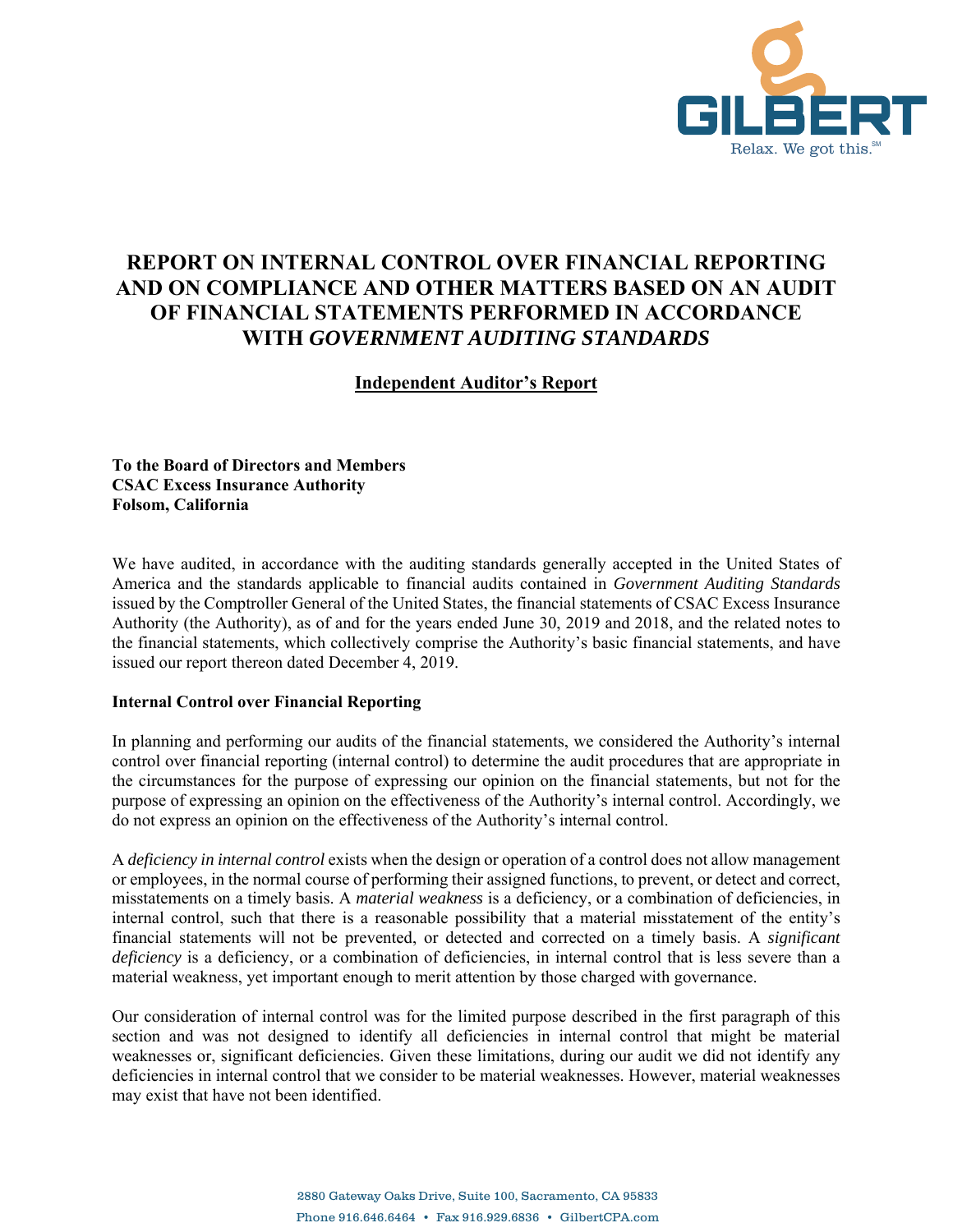# REPORT ON INTERNAL CONTROL OVER FINANCIAL REPORTING AND ON COMPLIANCE AND OTHER MATTERS BASED ON AN AUDIT OF FINANCIAL STATEMENTS PERFORMED IN ACCORDANCE WITH *GOVERNMENT AUDITING STANDARDS*

## Independent Auditor's Report

**To the Board of Directors and Members**
**CSAC Excess Insurance Authority**
**Folsom, California**

We have audited, in accordance with the auditing standards generally accepted in the United States of America and the standards applicable to financial audits contained in *Government Auditing Standards* issued by the Comptroller General of the United States, the financial statements of CSAC Excess Insurance Authority (the Authority), as of and for the years ended June 30, 2019 and 2018, and the related notes to the financial statements, which collectively comprise the Authority's basic financial statements, and have issued our report thereon dated December 4, 2019.

### Internal Control over Financial Reporting

In planning and performing our audits of the financial statements, we considered the Authority's internal control over financial reporting (internal control) to determine the audit procedures that are appropriate in the circumstances for the purpose of expressing our opinion on the financial statements, but not for the purpose of expressing an opinion on the effectiveness of the Authority's internal control. Accordingly, we do not express an opinion on the effectiveness of the Authority's internal control.

A *deficiency in internal control* exists when the design or operation of a control does not allow management or employees, in the normal course of performing their assigned functions, to prevent, or detect and correct, misstatements on a timely basis. A *material weakness* is a deficiency, or a combination of deficiencies, in internal control, such that there is a reasonable possibility that a material misstatement of the entity's financial statements will not be prevented, or detected and corrected on a timely basis. A *significant deficiency* is a deficiency, or a combination of deficiencies, in internal control that is less severe than a material weakness, yet important enough to merit attention by those charged with governance.

Our consideration of internal control was for the limited purpose described in the first paragraph of this section and was not designed to identify all deficiencies in internal control that might be material weaknesses or, significant deficiencies. Given these limitations, during our audit we did not identify any deficiencies in internal control that we consider to be material weaknesses. However, material weaknesses may exist that have not been identified.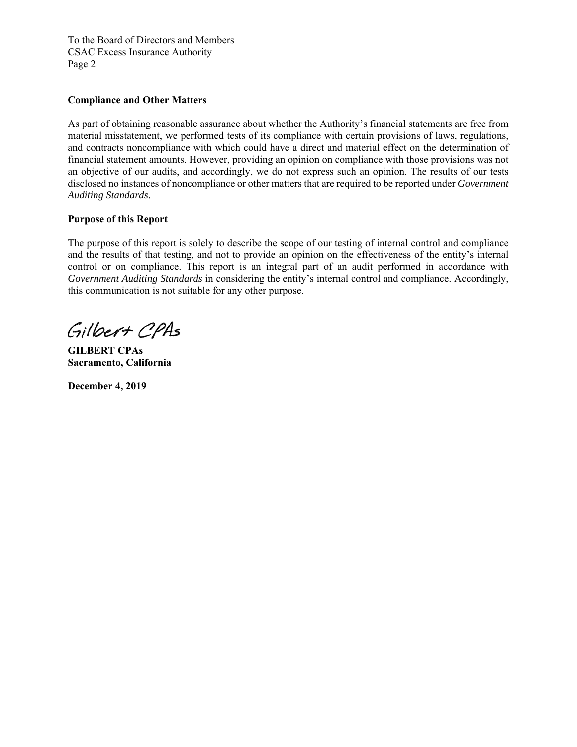To the Board of Directors and Members
CSAC Excess Insurance Authority

**Compliance and Other Matters**

As part of obtaining reasonable assurance about whether the Authority's financial statements are free from material misstatement, we performed tests of its compliance with certain provisions of laws, regulations, and contracts noncompliance with which could have a direct and material effect on the determination of financial statement amounts. However, providing an opinion on compliance with those provisions was not an objective of our audits, and accordingly, we do not express such an opinion. The results of our tests disclosed no instances of noncompliance or other matters that are required to be reported under *Government Auditing Standards*.

**Purpose of this Report**

The purpose of this report is solely to describe the scope of our testing of internal control and compliance and the results of that testing, and not to provide an opinion on the effectiveness of the entity's internal control or on compliance. This report is an integral part of an audit performed in accordance with *Government Auditing Standards* in considering the entity's internal control and compliance. Accordingly, this communication is not suitable for any other purpose.

Gilbert CPAs

**GILBERT CPAs**
**Sacramento, California**

**December 4, 2019**